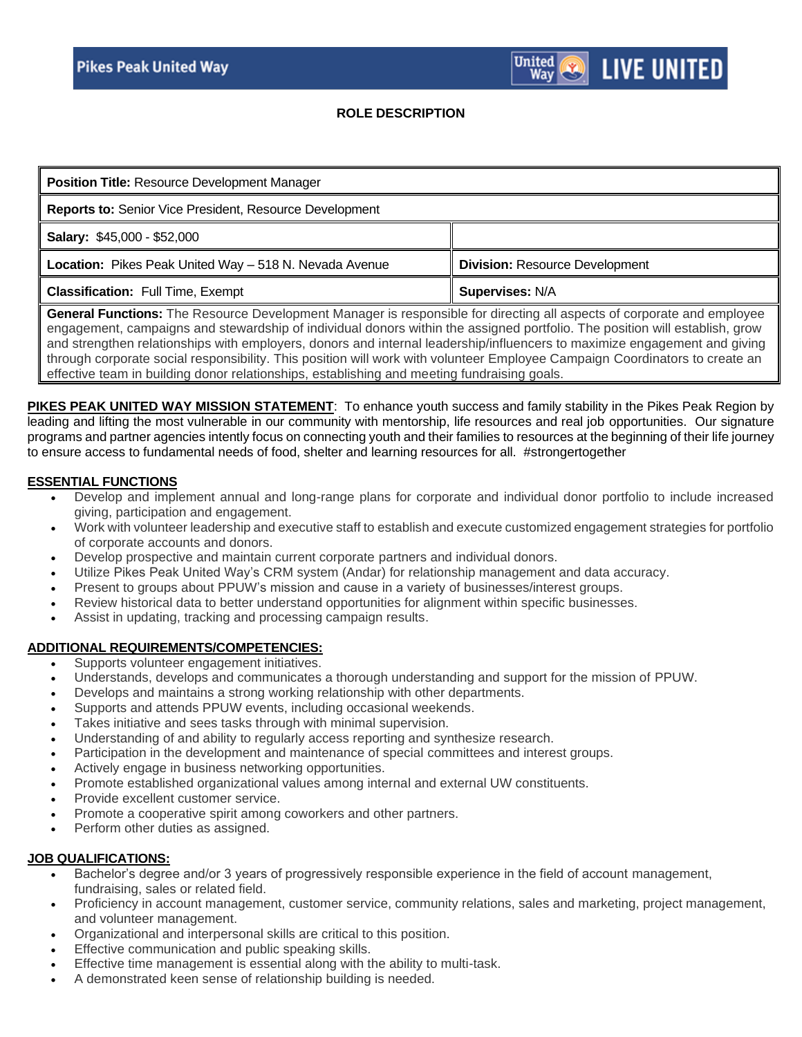Pikes Peak United Way

United Way LIVE UNITED

## ROLE DESCRIPTION

| **Position Title:** Resource Development Manager | |
|---|---|
| **Reports to:** Senior Vice President, Resource Development | |
| **Salary:** $45,000 - $52,000 | |
| **Location:** Pikes Peak United Way – 518 N. Nevada Avenue | **Division:** Resource Development |
| **Classification:** Full Time, Exempt | **Supervises:** N/A |
| **General Functions:** The Resource Development Manager is responsible for directing all aspects of corporate and employee engagement, campaigns and stewardship of individual donors within the assigned portfolio. The position will establish, grow and strengthen relationships with employers, donors and internal leadership/influencers to maximize engagement and giving through corporate social responsibility. This position will work with volunteer Employee Campaign Coordinators to create an effective team in building donor relationships, establishing and meeting fundraising goals. | |

**PIKES PEAK UNITED WAY MISSION STATEMENT**: To enhance youth success and family stability in the Pikes Peak Region by leading and lifting the most vulnerable in our community with mentorship, life resources and real job opportunities. Our signature programs and partner agencies intently focus on connecting youth and their families to resources at the beginning of their life journey to ensure access to fundamental needs of food, shelter and learning resources for all. #strongertogether

**ESSENTIAL FUNCTIONS**

- Develop and implement annual and long-range plans for corporate and individual donor portfolio to include increased giving, participation and engagement.
- Work with volunteer leadership and executive staff to establish and execute customized engagement strategies for portfolio of corporate accounts and donors.
- Develop prospective and maintain current corporate partners and individual donors.
- Utilize Pikes Peak United Way's CRM system (Andar) for relationship management and data accuracy.
- Present to groups about PPUW's mission and cause in a variety of businesses/interest groups.
- Review historical data to better understand opportunities for alignment within specific businesses.
- Assist in updating, tracking and processing campaign results.

**ADDITIONAL REQUIREMENTS/COMPETENCIES:**

- Supports volunteer engagement initiatives.
- Understands, develops and communicates a thorough understanding and support for the mission of PPUW.
- Develops and maintains a strong working relationship with other departments.
- Supports and attends PPUW events, including occasional weekends.
- Takes initiative and sees tasks through with minimal supervision.
- Understanding of and ability to regularly access reporting and synthesize research.
- Participation in the development and maintenance of special committees and interest groups.
- Actively engage in business networking opportunities.
- Promote established organizational values among internal and external UW constituents.
- Provide excellent customer service.
- Promote a cooperative spirit among coworkers and other partners.
- Perform other duties as assigned.

**JOB QUALIFICATIONS:**

- Bachelor's degree and/or 3 years of progressively responsible experience in the field of account management, fundraising, sales or related field.
- Proficiency in account management, customer service, community relations, sales and marketing, project management, and volunteer management.
- Organizational and interpersonal skills are critical to this position.
- Effective communication and public speaking skills.
- Effective time management is essential along with the ability to multi-task.
- A demonstrated keen sense of relationship building is needed.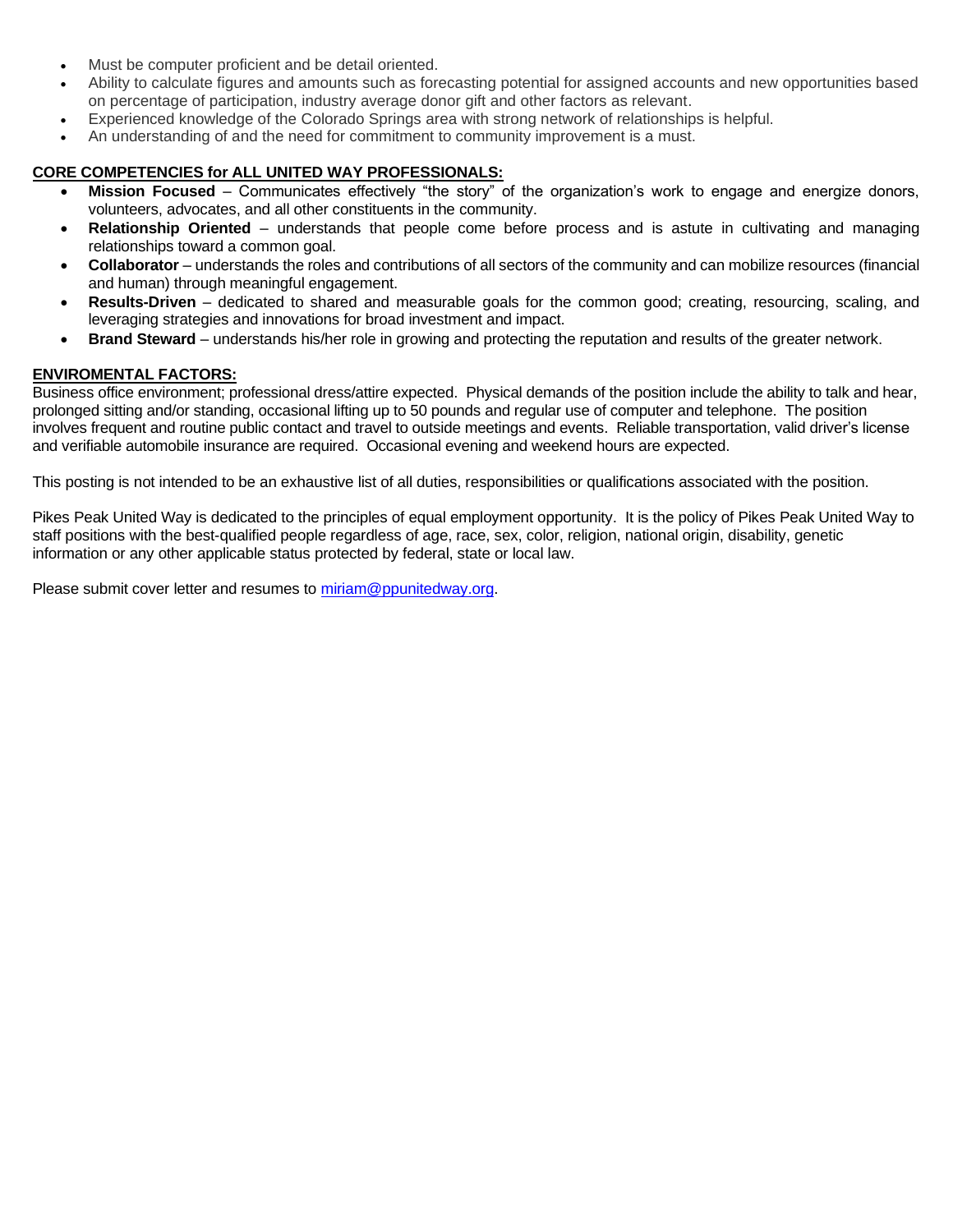- Must be computer proficient and be detail oriented.
- Ability to calculate figures and amounts such as forecasting potential for assigned accounts and new opportunities based on percentage of participation, industry average donor gift and other factors as relevant.
- Experienced knowledge of the Colorado Springs area with strong network of relationships is helpful.
- An understanding of and the need for commitment to community improvement is a must.

**CORE COMPETENCIES for ALL UNITED WAY PROFESSIONALS:**

- **Mission Focused** – Communicates effectively "the story" of the organization's work to engage and energize donors, volunteers, advocates, and all other constituents in the community.
- **Relationship Oriented** – understands that people come before process and is astute in cultivating and managing relationships toward a common goal.
- **Collaborator** – understands the roles and contributions of all sectors of the community and can mobilize resources (financial and human) through meaningful engagement.
- **Results-Driven** – dedicated to shared and measurable goals for the common good; creating, resourcing, scaling, and leveraging strategies and innovations for broad investment and impact.
- **Brand Steward** – understands his/her role in growing and protecting the reputation and results of the greater network.

**ENVIROMENTAL FACTORS:**

Business office environment; professional dress/attire expected. Physical demands of the position include the ability to talk and hear, prolonged sitting and/or standing, occasional lifting up to 50 pounds and regular use of computer and telephone. The position involves frequent and routine public contact and travel to outside meetings and events. Reliable transportation, valid driver's license and verifiable automobile insurance are required. Occasional evening and weekend hours are expected.

This posting is not intended to be an exhaustive list of all duties, responsibilities or qualifications associated with the position.

Pikes Peak United Way is dedicated to the principles of equal employment opportunity. It is the policy of Pikes Peak United Way to staff positions with the best-qualified people regardless of age, race, sex, color, religion, national origin, disability, genetic information or any other applicable status protected by federal, state or local law.

Please submit cover letter and resumes to miriam@ppunitedway.org.